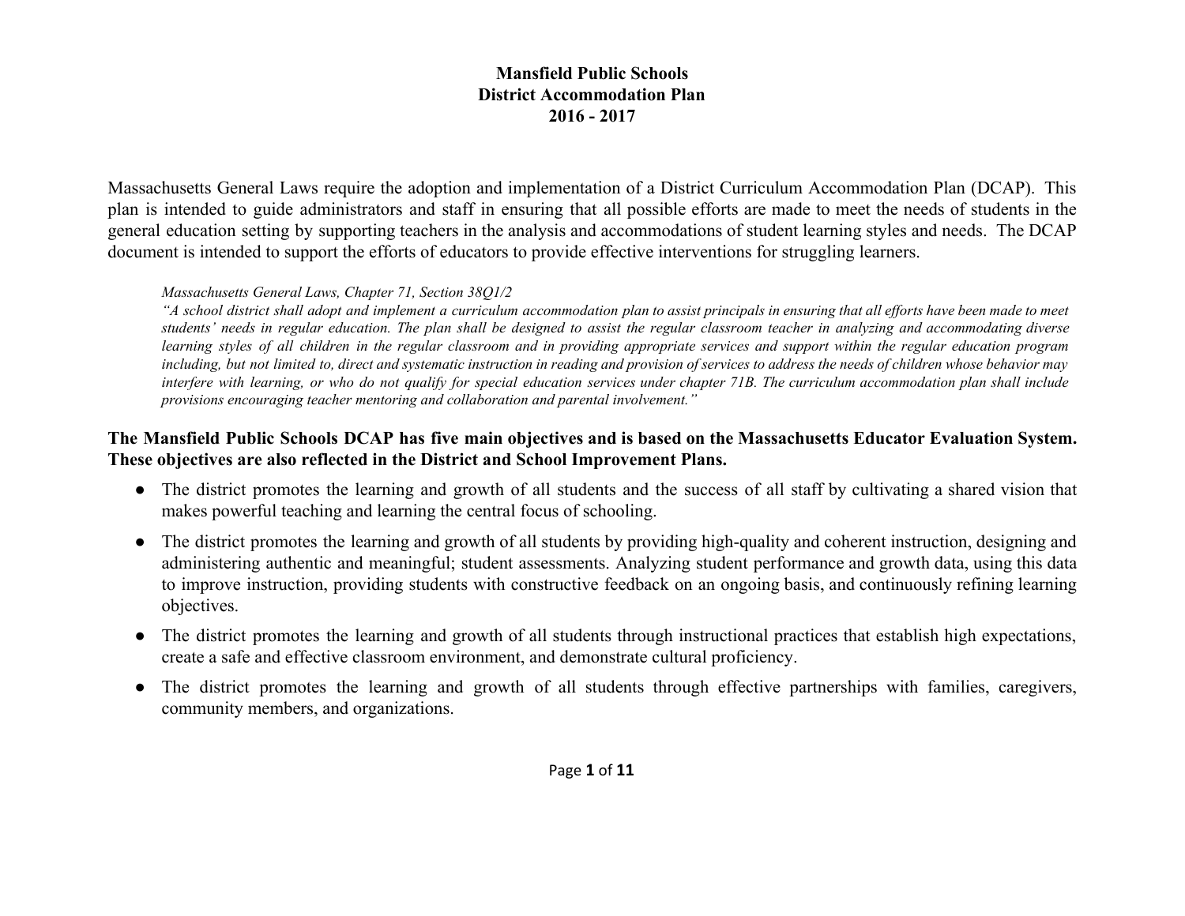# Mansfield Public Schools
# District Accommodation Plan
# 2016 - 2017

Massachusetts General Laws require the adoption and implementation of a District Curriculum Accommodation Plan (DCAP). This plan is intended to guide administrators and staff in ensuring that all possible efforts are made to meet the needs of students in the general education setting by supporting teachers in the analysis and accommodations of student learning styles and needs. The DCAP document is intended to support the efforts of educators to provide effective interventions for struggling learners.

> *Massachusetts General Laws, Chapter 71, Section 38Q1/2*
> *"A school district shall adopt and implement a curriculum accommodation plan to assist principals in ensuring that all efforts have been made to meet students' needs in regular education. The plan shall be designed to assist the regular classroom teacher in analyzing and accommodating diverse learning styles of all children in the regular classroom and in providing appropriate services and support within the regular education program including, but not limited to, direct and systematic instruction in reading and provision of services to address the needs of children whose behavior may interfere with learning, or who do not qualify for special education services under chapter 71B. The curriculum accommodation plan shall include provisions encouraging teacher mentoring and collaboration and parental involvement."*

**The Mansfield Public Schools DCAP has five main objectives and is based on the Massachusetts Educator Evaluation System. These objectives are also reflected in the District and School Improvement Plans.**

- The district promotes the learning and growth of all students and the success of all staff by cultivating a shared vision that makes powerful teaching and learning the central focus of schooling.
- The district promotes the learning and growth of all students by providing high-quality and coherent instruction, designing and administering authentic and meaningful; student assessments. Analyzing student performance and growth data, using this data to improve instruction, providing students with constructive feedback on an ongoing basis, and continuously refining learning objectives.
- The district promotes the learning and growth of all students through instructional practices that establish high expectations, create a safe and effective classroom environment, and demonstrate cultural proficiency.
- The district promotes the learning and growth of all students through effective partnerships with families, caregivers, community members, and organizations.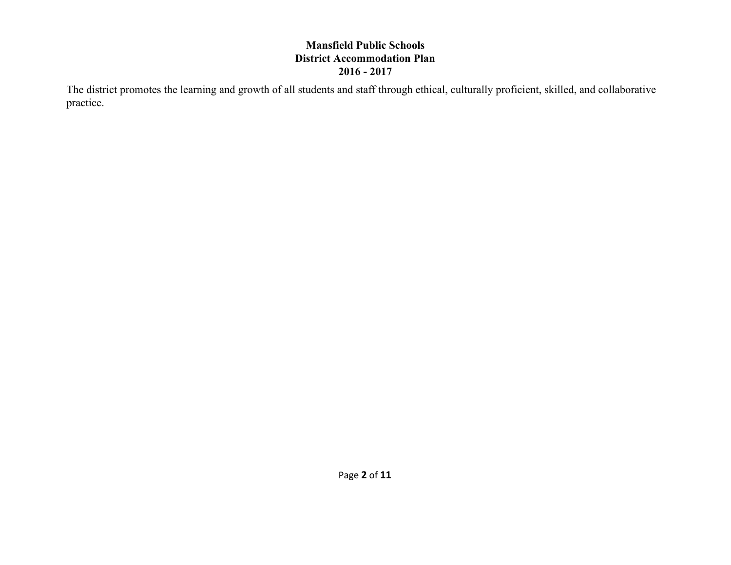**Mansfield Public Schools**
**District Accommodation Plan**
**2016 - 2017**

The district promotes the learning and growth of all students and staff through ethical, culturally proficient, skilled, and collaborative practice.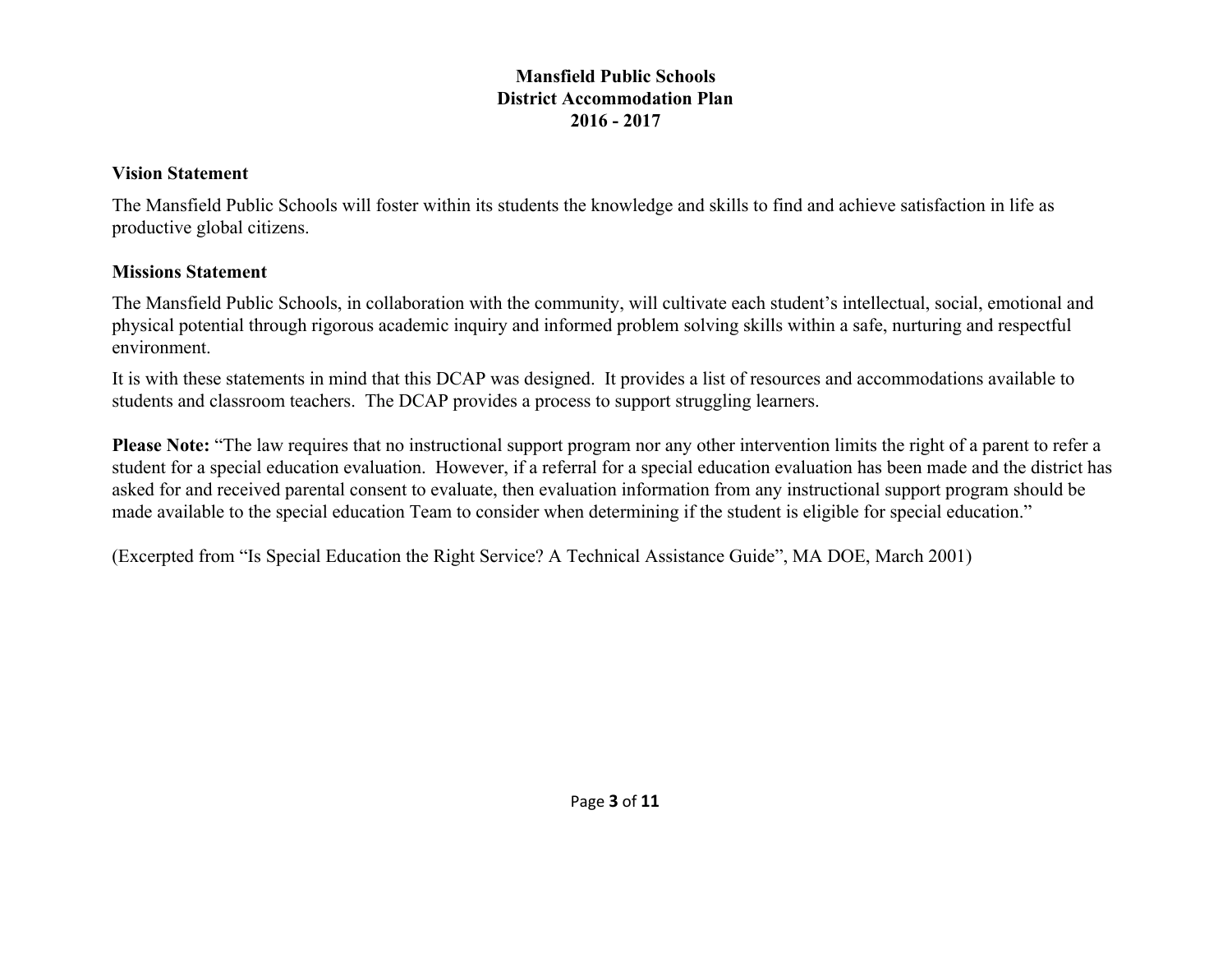# Mansfield Public Schools
# District Accommodation Plan
# 2016 - 2017

### Vision Statement

The Mansfield Public Schools will foster within its students the knowledge and skills to find and achieve satisfaction in life as productive global citizens.

### Missions Statement

The Mansfield Public Schools, in collaboration with the community, will cultivate each student's intellectual, social, emotional and physical potential through rigorous academic inquiry and informed problem solving skills within a safe, nurturing and respectful environment.

It is with these statements in mind that this DCAP was designed. It provides a list of resources and accommodations available to students and classroom teachers. The DCAP provides a process to support struggling learners.

**Please Note:** "The law requires that no instructional support program nor any other intervention limits the right of a parent to refer a student for a special education evaluation. However, if a referral for a special education evaluation has been made and the district has asked for and received parental consent to evaluate, then evaluation information from any instructional support program should be made available to the special education Team to consider when determining if the student is eligible for special education."

(Excerpted from "Is Special Education the Right Service? A Technical Assistance Guide", MA DOE, March 2001)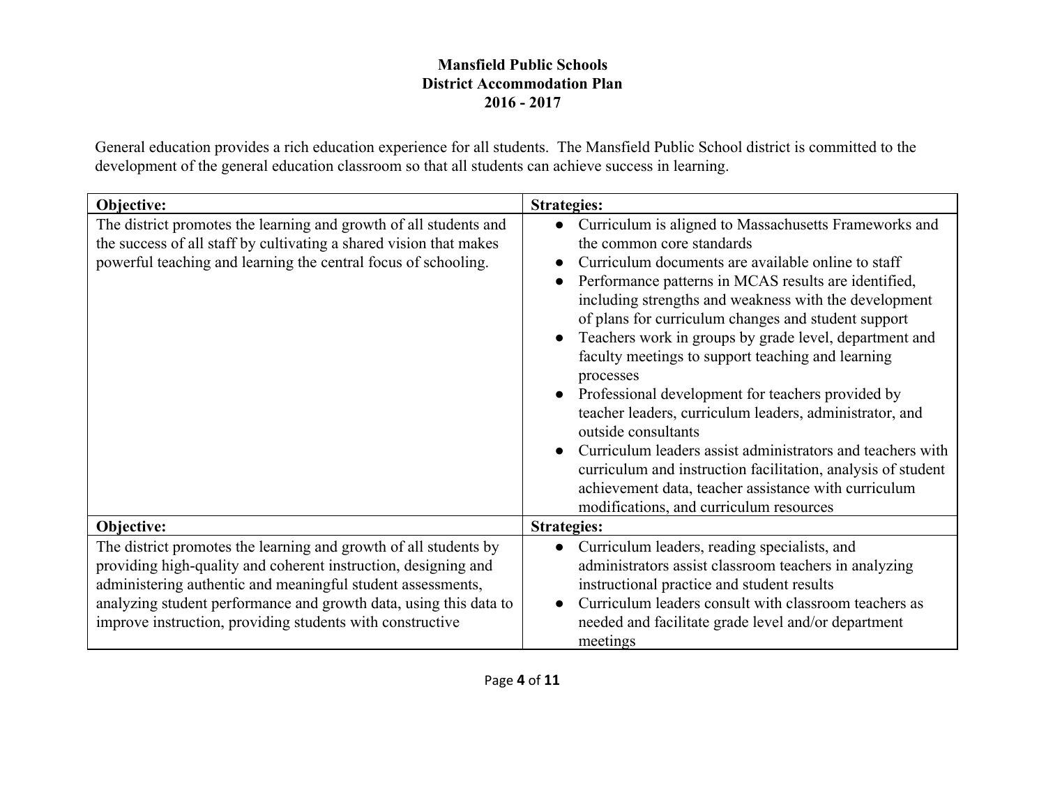**Mansfield Public Schools**
**District Accommodation Plan**
**2016 - 2017**

General education provides a rich education experience for all students. The Mansfield Public School district is committed to the development of the general education classroom so that all students can achieve success in learning.

| **Objective:** | **Strategies:** |
|---|---|
| The district promotes the learning and growth of all students and the success of all staff by cultivating a shared vision that makes powerful teaching and learning the central focus of schooling. | • Curriculum is aligned to Massachusetts Frameworks and the common core standards<br>• Curriculum documents are available online to staff<br>• Performance patterns in MCAS results are identified, including strengths and weakness with the development of plans for curriculum changes and student support<br>• Teachers work in groups by grade level, department and faculty meetings to support teaching and learning processes<br>• Professional development for teachers provided by teacher leaders, curriculum leaders, administrator, and outside consultants<br>• Curriculum leaders assist administrators and teachers with curriculum and instruction facilitation, analysis of student achievement data, teacher assistance with curriculum modifications, and curriculum resources |
| **Objective:** | **Strategies:** |
| The district promotes the learning and growth of all students by providing high-quality and coherent instruction, designing and administering authentic and meaningful student assessments, analyzing student performance and growth data, using this data to improve instruction, providing students with constructive | • Curriculum leaders, reading specialists, and administrators assist classroom teachers in analyzing instructional practice and student results<br>• Curriculum leaders consult with classroom teachers as needed and facilitate grade level and/or department meetings |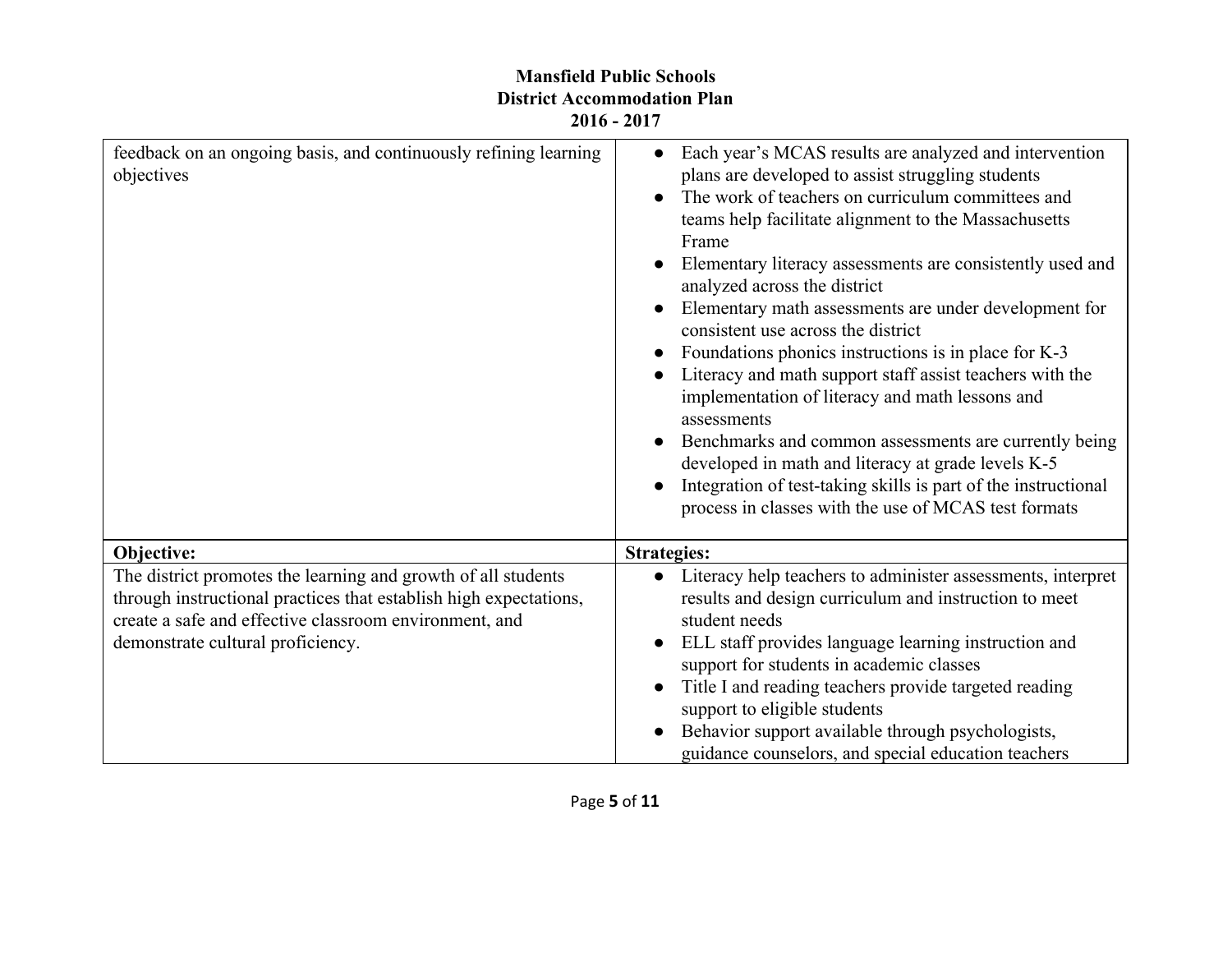| | |
|---|---|
| feedback on an ongoing basis, and continuously refining learning objectives | ● Each year's MCAS results are analyzed and intervention plans are developed to assist struggling students<br>● The work of teachers on curriculum committees and teams help facilitate alignment to the Massachusetts Frame<br>● Elementary literacy assessments are consistently used and analyzed across the district<br>● Elementary math assessments are under development for consistent use across the district<br>● Foundations phonics instructions is in place for K-3<br>● Literacy and math support staff assist teachers with the implementation of literacy and math lessons and assessments<br>● Benchmarks and common assessments are currently being developed in math and literacy at grade levels K-5<br>● Integration of test-taking skills is part of the instructional process in classes with the use of MCAS test formats |
| **Objective:** | **Strategies:** |
| The district promotes the learning and growth of all students through instructional practices that establish high expectations, create a safe and effective classroom environment, and demonstrate cultural proficiency. | ● Literacy help teachers to administer assessments, interpret results and design curriculum and instruction to meet student needs<br>● ELL staff provides language learning instruction and support for students in academic classes<br>● Title I and reading teachers provide targeted reading support to eligible students<br>● Behavior support available through psychologists, guidance counselors, and special education teachers |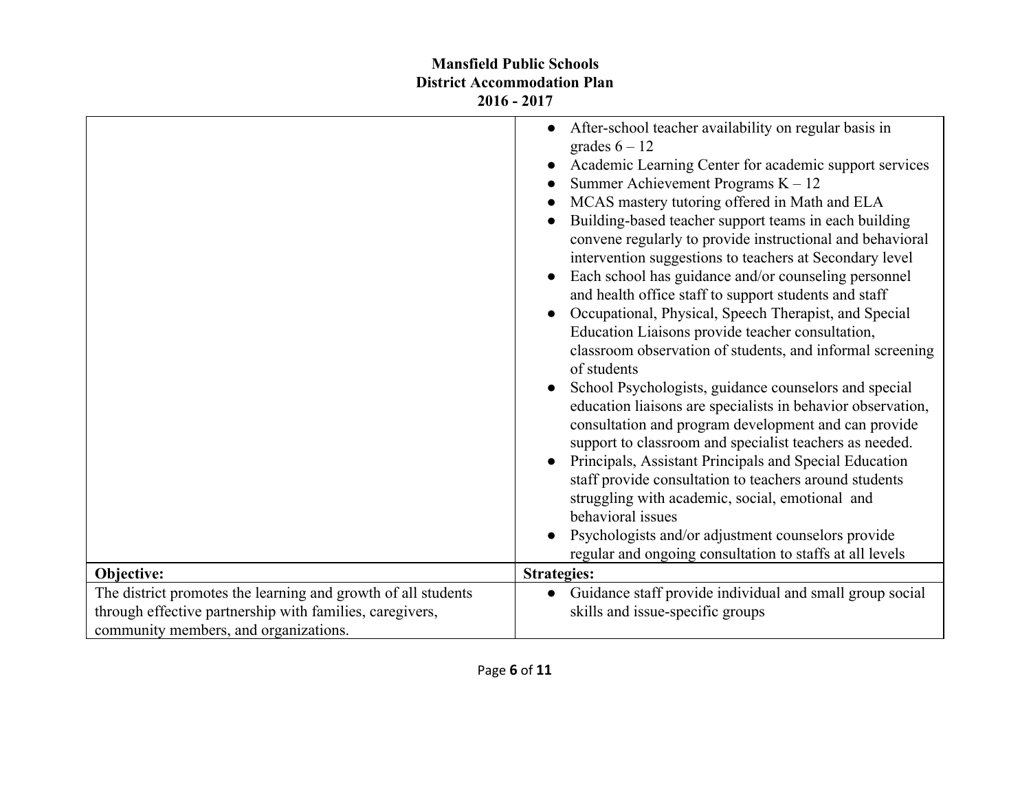| | |
|---|---|
| | ● After-school teacher availability on regular basis in grades 6 – 12<br>● Academic Learning Center for academic support services<br>● Summer Achievement Programs K – 12<br>● MCAS mastery tutoring offered in Math and ELA<br>● Building-based teacher support teams in each building convene regularly to provide instructional and behavioral intervention suggestions to teachers at Secondary level<br>● Each school has guidance and/or counseling personnel and health office staff to support students and staff<br>● Occupational, Physical, Speech Therapist, and Special Education Liaisons provide teacher consultation, classroom observation of students, and informal screening of students<br>● School Psychologists, guidance counselors and special education liaisons are specialists in behavior observation, consultation and program development and can provide support to classroom and specialist teachers as needed.<br>● Principals, Assistant Principals and Special Education staff provide consultation to teachers around students struggling with academic, social, emotional and behavioral issues<br>● Psychologists and/or adjustment counselors provide regular and ongoing consultation to staffs at all levels |
| **Objective:** | **Strategies:** |
| The district promotes the learning and growth of all students through effective partnership with families, caregivers, community members, and organizations. | ● Guidance staff provide individual and small group social skills and issue-specific groups |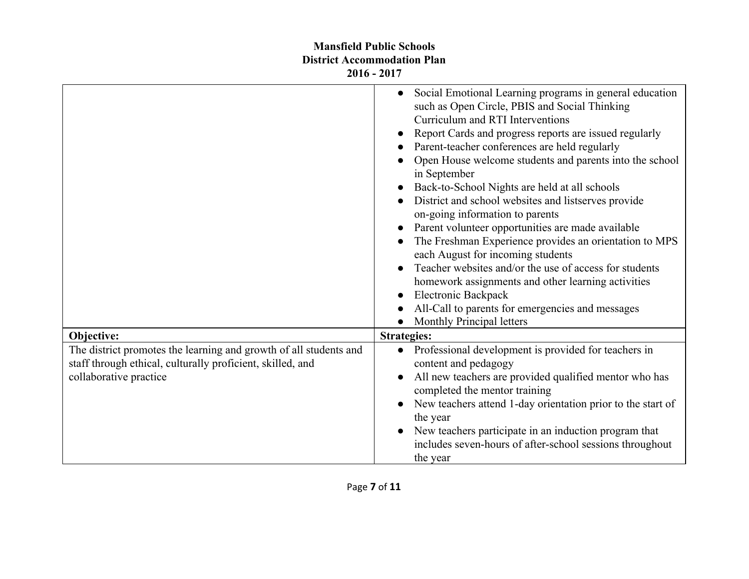# Mansfield Public Schools
## District Accommodation Plan
## 2016 - 2017

| | |
|---|---|
| | <ul><li>Social Emotional Learning programs in general education such as Open Circle, PBIS and Social Thinking Curriculum and RTI Interventions</li><li>Report Cards and progress reports are issued regularly</li><li>Parent-teacher conferences are held regularly</li><li>Open House welcome students and parents into the school in September</li><li>Back-to-School Nights are held at all schools</li><li>District and school websites and listserves provide on-going information to parents</li><li>Parent volunteer opportunities are made available</li><li>The Freshman Experience provides an orientation to MPS each August for incoming students</li><li>Teacher websites and/or the use of access for students homework assignments and other learning activities</li><li>Electronic Backpack</li><li>All-Call to parents for emergencies and messages</li><li>Monthly Principal letters</li></ul> |
| **Objective:** | **Strategies:** |
| The district promotes the learning and growth of all students and staff through ethical, culturally proficient, skilled, and collaborative practice | <ul><li>Professional development is provided for teachers in content and pedagogy</li><li>All new teachers are provided qualified mentor who has completed the mentor training</li><li>New teachers attend 1-day orientation prior to the start of the year</li><li>New teachers participate in an induction program that includes seven-hours of after-school sessions throughout the year</li></ul> |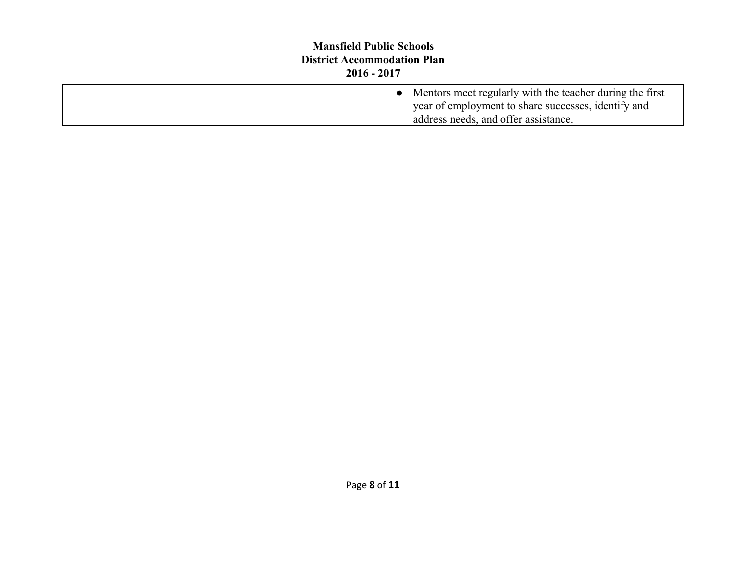|  |  |
|---|---|
|  | • Mentors meet regularly with the teacher during the first year of employment to share successes, identify and address needs, and offer assistance. |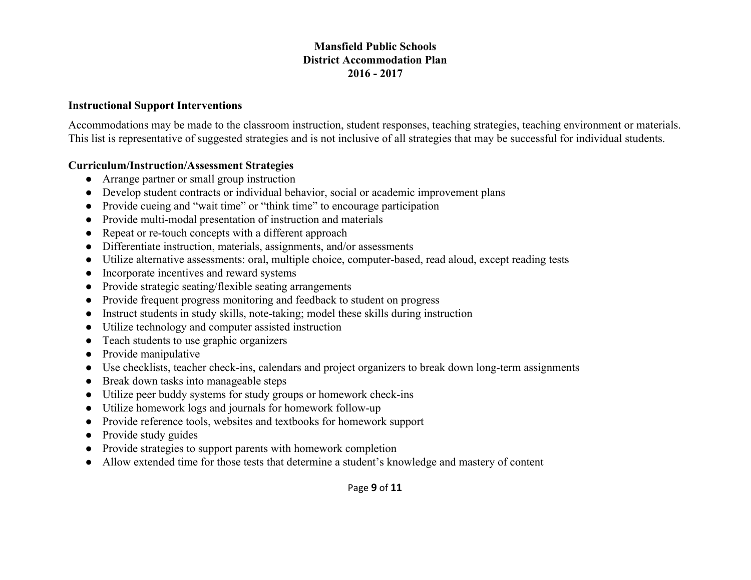# Mansfield Public Schools
# District Accommodation Plan
# 2016 - 2017

## Instructional Support Interventions

Accommodations may be made to the classroom instruction, student responses, teaching strategies, teaching environment or materials. This list is representative of suggested strategies and is not inclusive of all strategies that may be successful for individual students.

### Curriculum/Instruction/Assessment Strategies

- Arrange partner or small group instruction
- Develop student contracts or individual behavior, social or academic improvement plans
- Provide cueing and "wait time" or "think time" to encourage participation
- Provide multi-modal presentation of instruction and materials
- Repeat or re-touch concepts with a different approach
- Differentiate instruction, materials, assignments, and/or assessments
- Utilize alternative assessments: oral, multiple choice, computer-based, read aloud, except reading tests
- Incorporate incentives and reward systems
- Provide strategic seating/flexible seating arrangements
- Provide frequent progress monitoring and feedback to student on progress
- Instruct students in study skills, note-taking; model these skills during instruction
- Utilize technology and computer assisted instruction
- Teach students to use graphic organizers
- Provide manipulative
- Use checklists, teacher check-ins, calendars and project organizers to break down long-term assignments
- Break down tasks into manageable steps
- Utilize peer buddy systems for study groups or homework check-ins
- Utilize homework logs and journals for homework follow-up
- Provide reference tools, websites and textbooks for homework support
- Provide study guides
- Provide strategies to support parents with homework completion
- Allow extended time for those tests that determine a student's knowledge and mastery of content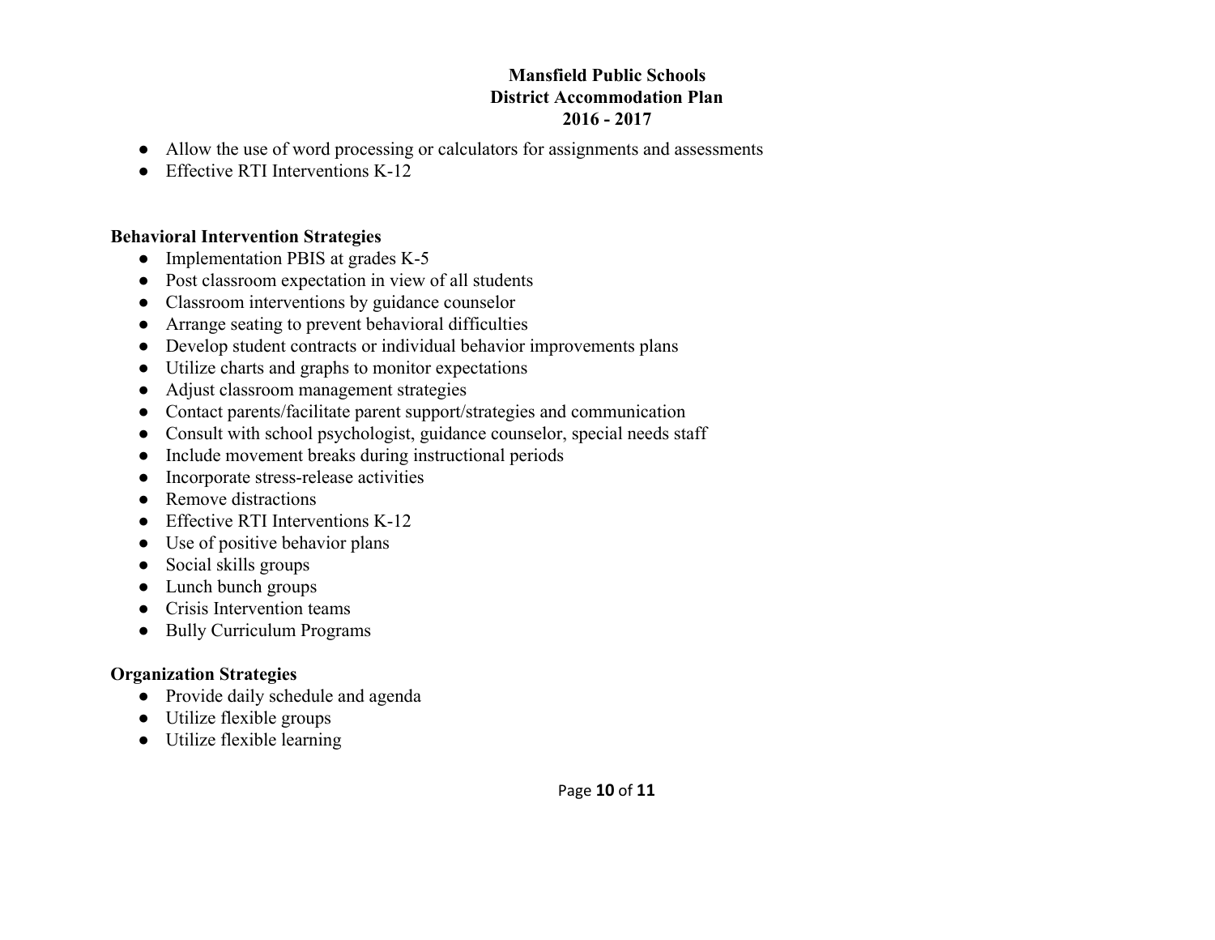- Allow the use of word processing or calculators for assignments and assessments
- Effective RTI Interventions K-12

**Behavioral Intervention Strategies**

- Implementation PBIS at grades K-5
- Post classroom expectation in view of all students
- Classroom interventions by guidance counselor
- Arrange seating to prevent behavioral difficulties
- Develop student contracts or individual behavior improvements plans
- Utilize charts and graphs to monitor expectations
- Adjust classroom management strategies
- Contact parents/facilitate parent support/strategies and communication
- Consult with school psychologist, guidance counselor, special needs staff
- Include movement breaks during instructional periods
- Incorporate stress-release activities
- Remove distractions
- Effective RTI Interventions K-12
- Use of positive behavior plans
- Social skills groups
- Lunch bunch groups
- Crisis Intervention teams
- Bully Curriculum Programs

**Organization Strategies**

- Provide daily schedule and agenda
- Utilize flexible groups
- Utilize flexible learning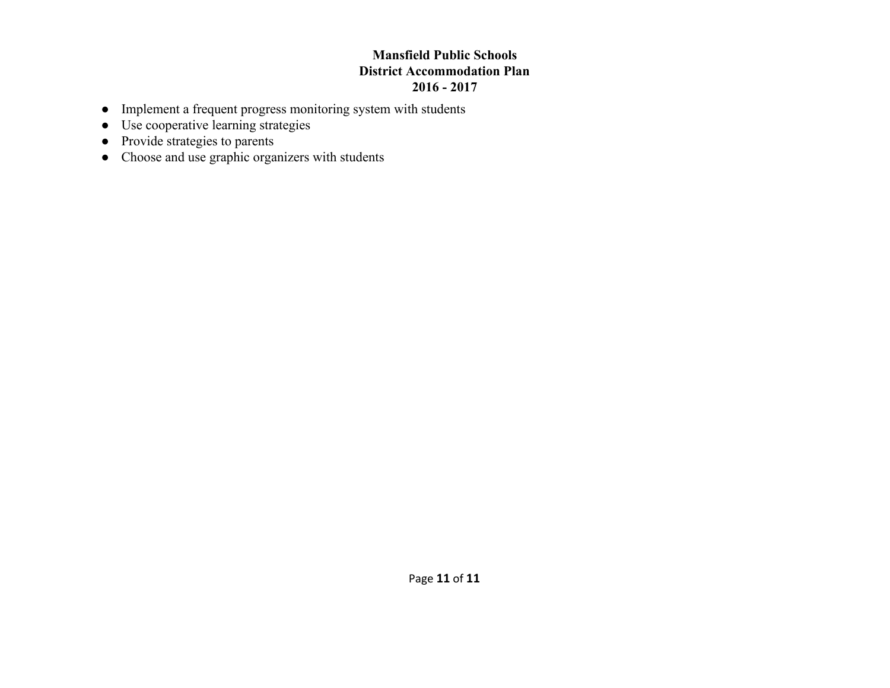- Implement a frequent progress monitoring system with students
- Use cooperative learning strategies
- Provide strategies to parents
- Choose and use graphic organizers with students